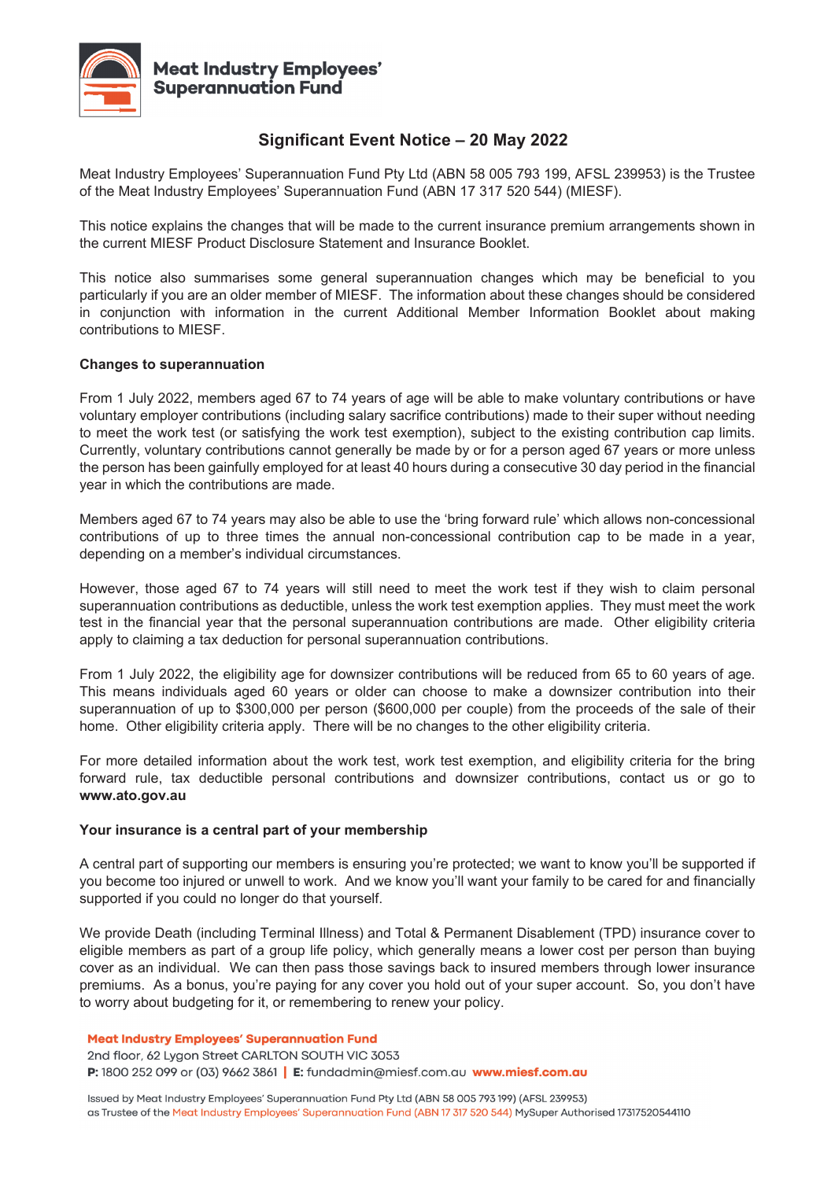# Meat Industry Employees' Superannuation Fund

## Significant Event Notice – 20 May 2022

Meat Industry Employees' Superannuation Fund Pty Ltd (ABN 58 005 793 199, AFSL 239953) is the Trustee of the Meat Industry Employees' Superannuation Fund (ABN 17 317 520 544) (MIESF).

This notice explains the changes that will be made to the current insurance premium arrangements shown in the current MIESF Product Disclosure Statement and Insurance Booklet.

This notice also summarises some general superannuation changes which may be beneficial to you particularly if you are an older member of MIESF. The information about these changes should be considered in conjunction with information in the current Additional Member Information Booklet about making contributions to MIESF.

**Changes to superannuation**

From 1 July 2022, members aged 67 to 74 years of age will be able to make voluntary contributions or have voluntary employer contributions (including salary sacrifice contributions) made to their super without needing to meet the work test (or satisfying the work test exemption), subject to the existing contribution cap limits. Currently, voluntary contributions cannot generally be made by or for a person aged 67 years or more unless the person has been gainfully employed for at least 40 hours during a consecutive 30 day period in the financial year in which the contributions are made.

Members aged 67 to 74 years may also be able to use the 'bring forward rule' which allows non-concessional contributions of up to three times the annual non-concessional contribution cap to be made in a year, depending on a member's individual circumstances.

However, those aged 67 to 74 years will still need to meet the work test if they wish to claim personal superannuation contributions as deductible, unless the work test exemption applies. They must meet the work test in the financial year that the personal superannuation contributions are made. Other eligibility criteria apply to claiming a tax deduction for personal superannuation contributions.

From 1 July 2022, the eligibility age for downsizer contributions will be reduced from 65 to 60 years of age. This means individuals aged 60 years or older can choose to make a downsizer contribution into their superannuation of up to $300,000 per person ($600,000 per couple) from the proceeds of the sale of their home. Other eligibility criteria apply. There will be no changes to the other eligibility criteria.

For more detailed information about the work test, work test exemption, and eligibility criteria for the bring forward rule, tax deductible personal contributions and downsizer contributions, contact us or go to **www.ato.gov.au**

**Your insurance is a central part of your membership**

A central part of supporting our members is ensuring you're protected; we want to know you'll be supported if you become too injured or unwell to work. And we know you'll want your family to be cared for and financially supported if you could no longer do that yourself.

We provide Death (including Terminal Illness) and Total & Permanent Disablement (TPD) insurance cover to eligible members as part of a group life policy, which generally means a lower cost per person than buying cover as an individual. We can then pass those savings back to insured members through lower insurance premiums. As a bonus, you're paying for any cover you hold out of your super account. So, you don't have to worry about budgeting for it, or remembering to renew your policy.

**Meat Industry Employees' Superannuation Fund**
2nd floor, 62 Lygon Street CARLTON SOUTH VIC 3053
**P:** 1800 252 099 or (03) 9662 3861 | **E:** fundadmin@miesf.com.au **www.miesf.com.au**

Issued by Meat Industry Employees' Superannuation Fund Pty Ltd (ABN 58 005 793 199) (AFSL 239953) as Trustee of the Meat Industry Employees' Superannuation Fund (ABN 17 317 520 544) MySuper Authorised 17317520544110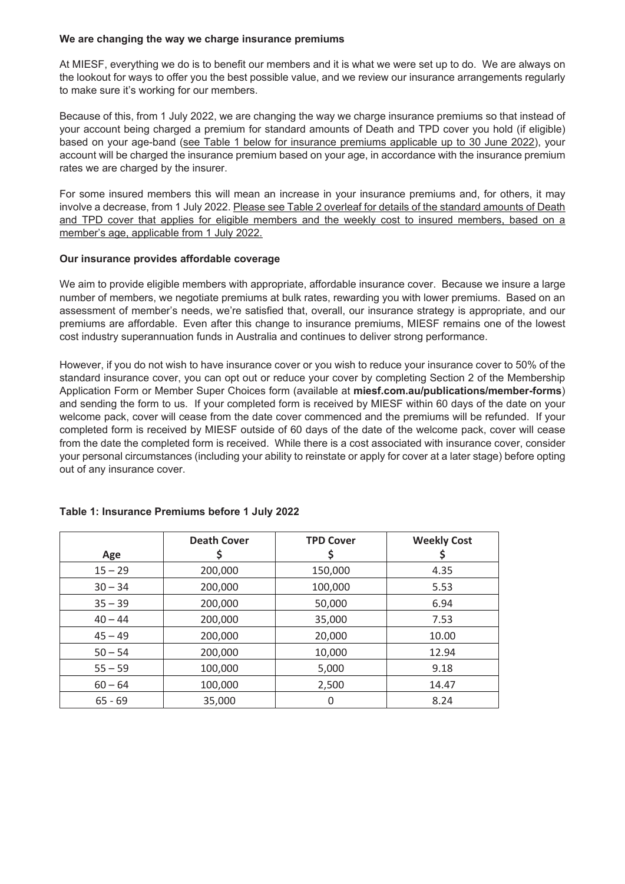**We are changing the way we charge insurance premiums**

At MIESF, everything we do is to benefit our members and it is what we were set up to do. We are always on the lookout for ways to offer you the best possible value, and we review our insurance arrangements regularly to make sure it's working for our members.

Because of this, from 1 July 2022, we are changing the way we charge insurance premiums so that instead of your account being charged a premium for standard amounts of Death and TPD cover you hold (if eligible) based on your age-band (see Table 1 below for insurance premiums applicable up to 30 June 2022), your account will be charged the insurance premium based on your age, in accordance with the insurance premium rates we are charged by the insurer.

For some insured members this will mean an increase in your insurance premiums and, for others, it may involve a decrease, from 1 July 2022. Please see Table 2 overleaf for details of the standard amounts of Death and TPD cover that applies for eligible members and the weekly cost to insured members, based on a member's age, applicable from 1 July 2022.

**Our insurance provides affordable coverage**

We aim to provide eligible members with appropriate, affordable insurance cover. Because we insure a large number of members, we negotiate premiums at bulk rates, rewarding you with lower premiums. Based on an assessment of member's needs, we're satisfied that, overall, our insurance strategy is appropriate, and our premiums are affordable. Even after this change to insurance premiums, MIESF remains one of the lowest cost industry superannuation funds in Australia and continues to deliver strong performance.

However, if you do not wish to have insurance cover or you wish to reduce your insurance cover to 50% of the standard insurance cover, you can opt out or reduce your cover by completing Section 2 of the Membership Application Form or Member Super Choices form (available at **miesf.com.au/publications/member-forms**) and sending the form to us. If your completed form is received by MIESF within 60 days of the date on your welcome pack, cover will cease from the date cover commenced and the premiums will be refunded. If your completed form is received by MIESF outside of 60 days of the date of the welcome pack, cover will cease from the date the completed form is received. While there is a cost associated with insurance cover, consider your personal circumstances (including your ability to reinstate or apply for cover at a later stage) before opting out of any insurance cover.

**Table 1: Insurance Premiums before 1 July 2022**

| Age | Death Cover $ | TPD Cover $ | Weekly Cost $ |
|---|---|---|---|
| 15 – 29 | 200,000 | 150,000 | 4.35 |
| 30 – 34 | 200,000 | 100,000 | 5.53 |
| 35 – 39 | 200,000 | 50,000 | 6.94 |
| 40 – 44 | 200,000 | 35,000 | 7.53 |
| 45 – 49 | 200,000 | 20,000 | 10.00 |
| 50 – 54 | 200,000 | 10,000 | 12.94 |
| 55 – 59 | 100,000 | 5,000 | 9.18 |
| 60 – 64 | 100,000 | 2,500 | 14.47 |
| 65 - 69 | 35,000 | 0 | 8.24 |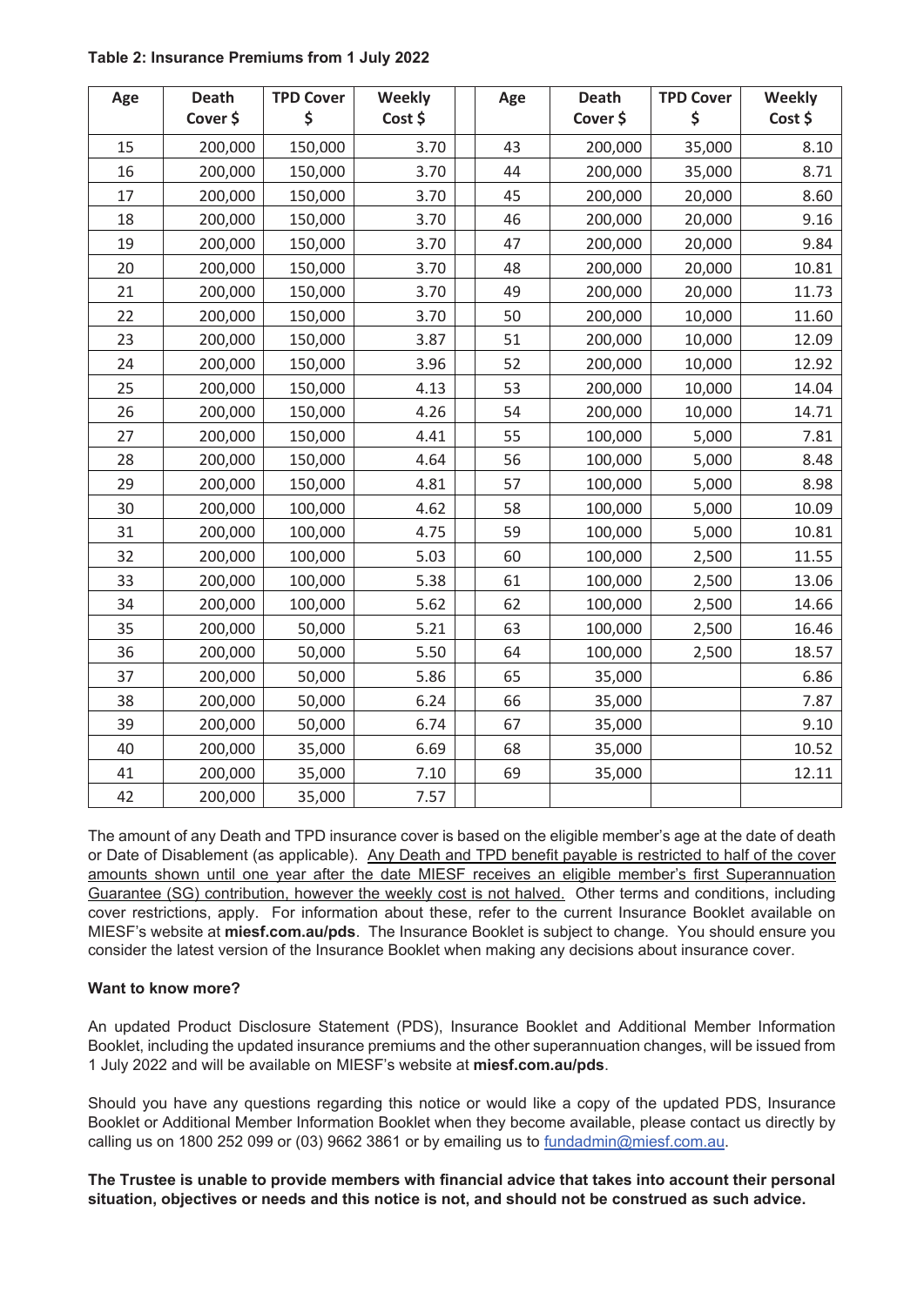**Table 2: Insurance Premiums from 1 July 2022**

| Age | Death Cover $ | TPD Cover $ | Weekly Cost $ | | Age | Death Cover $ | TPD Cover $ | Weekly Cost $ |
|---|---|---|---|---|---|---|---|---|
| 15 | 200,000 | 150,000 | 3.70 | | 43 | 200,000 | 35,000 | 8.10 |
| 16 | 200,000 | 150,000 | 3.70 | | 44 | 200,000 | 35,000 | 8.71 |
| 17 | 200,000 | 150,000 | 3.70 | | 45 | 200,000 | 20,000 | 8.60 |
| 18 | 200,000 | 150,000 | 3.70 | | 46 | 200,000 | 20,000 | 9.16 |
| 19 | 200,000 | 150,000 | 3.70 | | 47 | 200,000 | 20,000 | 9.84 |
| 20 | 200,000 | 150,000 | 3.70 | | 48 | 200,000 | 20,000 | 10.81 |
| 21 | 200,000 | 150,000 | 3.70 | | 49 | 200,000 | 20,000 | 11.73 |
| 22 | 200,000 | 150,000 | 3.70 | | 50 | 200,000 | 10,000 | 11.60 |
| 23 | 200,000 | 150,000 | 3.87 | | 51 | 200,000 | 10,000 | 12.09 |
| 24 | 200,000 | 150,000 | 3.96 | | 52 | 200,000 | 10,000 | 12.92 |
| 25 | 200,000 | 150,000 | 4.13 | | 53 | 200,000 | 10,000 | 14.04 |
| 26 | 200,000 | 150,000 | 4.26 | | 54 | 200,000 | 10,000 | 14.71 |
| 27 | 200,000 | 150,000 | 4.41 | | 55 | 100,000 | 5,000 | 7.81 |
| 28 | 200,000 | 150,000 | 4.64 | | 56 | 100,000 | 5,000 | 8.48 |
| 29 | 200,000 | 150,000 | 4.81 | | 57 | 100,000 | 5,000 | 8.98 |
| 30 | 200,000 | 100,000 | 4.62 | | 58 | 100,000 | 5,000 | 10.09 |
| 31 | 200,000 | 100,000 | 4.75 | | 59 | 100,000 | 5,000 | 10.81 |
| 32 | 200,000 | 100,000 | 5.03 | | 60 | 100,000 | 2,500 | 11.55 |
| 33 | 200,000 | 100,000 | 5.38 | | 61 | 100,000 | 2,500 | 13.06 |
| 34 | 200,000 | 100,000 | 5.62 | | 62 | 100,000 | 2,500 | 14.66 |
| 35 | 200,000 | 50,000 | 5.21 | | 63 | 100,000 | 2,500 | 16.46 |
| 36 | 200,000 | 50,000 | 5.50 | | 64 | 100,000 | 2,500 | 18.57 |
| 37 | 200,000 | 50,000 | 5.86 | | 65 | 35,000 | | 6.86 |
| 38 | 200,000 | 50,000 | 6.24 | | 66 | 35,000 | | 7.87 |
| 39 | 200,000 | 50,000 | 6.74 | | 67 | 35,000 | | 9.10 |
| 40 | 200,000 | 35,000 | 6.69 | | 68 | 35,000 | | 10.52 |
| 41 | 200,000 | 35,000 | 7.10 | | 69 | 35,000 | | 12.11 |
| 42 | 200,000 | 35,000 | 7.57 | | | | | |

The amount of any Death and TPD insurance cover is based on the eligible member's age at the date of death or Date of Disablement (as applicable). Any Death and TPD benefit payable is restricted to half of the cover amounts shown until one year after the date MIESF receives an eligible member's first Superannuation Guarantee (SG) contribution, however the weekly cost is not halved. Other terms and conditions, including cover restrictions, apply. For information about these, refer to the current Insurance Booklet available on MIESF's website at **miesf.com.au/pds**. The Insurance Booklet is subject to change. You should ensure you consider the latest version of the Insurance Booklet when making any decisions about insurance cover.

**Want to know more?**

An updated Product Disclosure Statement (PDS), Insurance Booklet and Additional Member Information Booklet, including the updated insurance premiums and the other superannuation changes, will be issued from 1 July 2022 and will be available on MIESF's website at **miesf.com.au/pds**.

Should you have any questions regarding this notice or would like a copy of the updated PDS, Insurance Booklet or Additional Member Information Booklet when they become available, please contact us directly by calling us on 1800 252 099 or (03) 9662 3861 or by emailing us to fundadmin@miesf.com.au.

**The Trustee is unable to provide members with financial advice that takes into account their personal situation, objectives or needs and this notice is not, and should not be construed as such advice.**